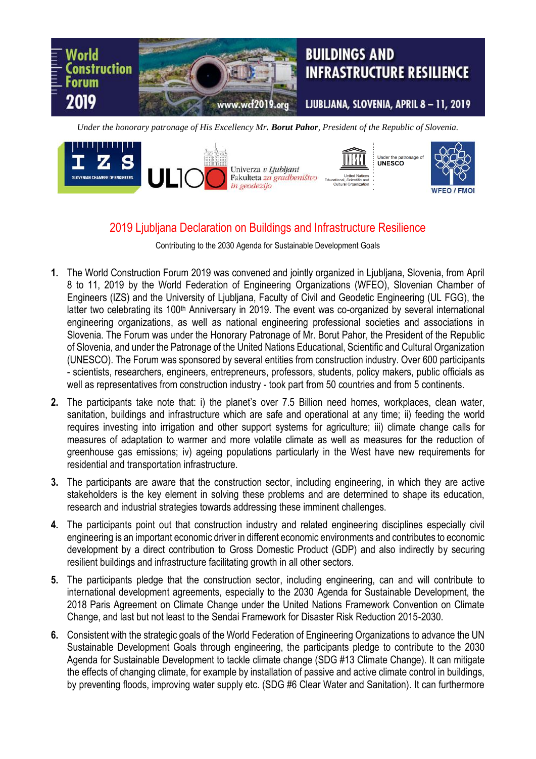World Construction Forum 2019 — www.wcf2019.org

BUILDINGS AND INFRASTRUCTURE RESILIENCE

LJUBLJANA, SLOVENIA, APRIL 8 – 11, 2019

*Under the honorary patronage of His Excellency Mr. **Borut Pahor**, President of the Republic of Slovenia.*

IZS Slovenian Chamber of Engineers | UL100 Univerza v Ljubljani Fakulteta za gradbeništvo in geodezijo | UNESCO United Nations Educational, Scientific and Cultural Organization — Under the patronage of UNESCO | WFEO / FMOI

# 2019 Ljubljana Declaration on Buildings and Infrastructure Resilience

Contributing to the 2030 Agenda for Sustainable Development Goals

1. The World Construction Forum 2019 was convened and jointly organized in Ljubljana, Slovenia, from April 8 to 11, 2019 by the World Federation of Engineering Organizations (WFEO), Slovenian Chamber of Engineers (IZS) and the University of Ljubljana, Faculty of Civil and Geodetic Engineering (UL FGG), the latter two celebrating its 100th Anniversary in 2019. The event was co-organized by several international engineering organizations, as well as national engineering professional societies and associations in Slovenia. The Forum was under the Honorary Patronage of Mr. Borut Pahor, the President of the Republic of Slovenia, and under the Patronage of the United Nations Educational, Scientific and Cultural Organization (UNESCO). The Forum was sponsored by several entities from construction industry. Over 600 participants - scientists, researchers, engineers, entrepreneurs, professors, students, policy makers, public officials as well as representatives from construction industry - took part from 50 countries and from 5 continents.

2. The participants take note that: i) the planet's over 7.5 Billion need homes, workplaces, clean water, sanitation, buildings and infrastructure which are safe and operational at any time; ii) feeding the world requires investing into irrigation and other support systems for agriculture; iii) climate change calls for measures of adaptation to warmer and more volatile climate as well as measures for the reduction of greenhouse gas emissions; iv) ageing populations particularly in the West have new requirements for residential and transportation infrastructure.

3. The participants are aware that the construction sector, including engineering, in which they are active stakeholders is the key element in solving these problems and are determined to shape its education, research and industrial strategies towards addressing these imminent challenges.

4. The participants point out that construction industry and related engineering disciplines especially civil engineering is an important economic driver in different economic environments and contributes to economic development by a direct contribution to Gross Domestic Product (GDP) and also indirectly by securing resilient buildings and infrastructure facilitating growth in all other sectors.

5. The participants pledge that the construction sector, including engineering, can and will contribute to international development agreements, especially to the 2030 Agenda for Sustainable Development, the 2018 Paris Agreement on Climate Change under the United Nations Framework Convention on Climate Change, and last but not least to the Sendai Framework for Disaster Risk Reduction 2015-2030.

6. Consistent with the strategic goals of the World Federation of Engineering Organizations to advance the UN Sustainable Development Goals through engineering, the participants pledge to contribute to the 2030 Agenda for Sustainable Development to tackle climate change (SDG #13 Climate Change). It can mitigate the effects of changing climate, for example by installation of passive and active climate control in buildings, by preventing floods, improving water supply etc. (SDG #6 Clear Water and Sanitation). It can furthermore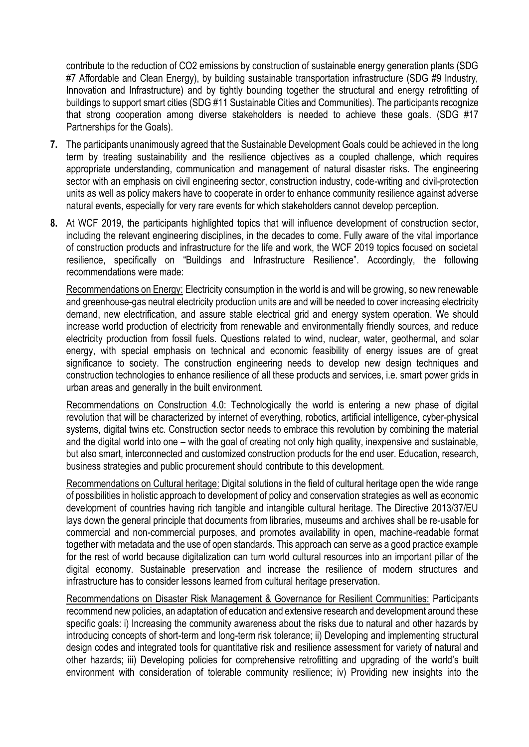contribute to the reduction of $CO_2$ emissions by construction of sustainable energy generation plants (SDG #7 Affordable and Clean Energy), by building sustainable transportation infrastructure (SDG #9 Industry, Innovation and Infrastructure) and by tightly bounding together the structural and energy retrofitting of buildings to support smart cities (SDG #11 Sustainable Cities and Communities). The participants recognize that strong cooperation among diverse stakeholders is needed to achieve these goals. (SDG #17 Partnerships for the Goals).

**7.** The participants unanimously agreed that the Sustainable Development Goals could be achieved in the long term by treating sustainability and the resilience objectives as a coupled challenge, which requires appropriate understanding, communication and management of natural disaster risks. The engineering sector with an emphasis on civil engineering sector, construction industry, code-writing and civil-protection units as well as policy makers have to cooperate in order to enhance community resilience against adverse natural events, especially for very rare events for which stakeholders cannot develop perception.

**8.** At WCF 2019, the participants highlighted topics that will influence development of construction sector, including the relevant engineering disciplines, in the decades to come. Fully aware of the vital importance of construction products and infrastructure for the life and work, the WCF 2019 topics focused on societal resilience, specifically on "Buildings and Infrastructure Resilience". Accordingly, the following recommendations were made:

<u>Recommendations on Energy:</u> Electricity consumption in the world is and will be growing, so new renewable and greenhouse-gas neutral electricity production units are and will be needed to cover increasing electricity demand, new electrification, and assure stable electrical grid and energy system operation. We should increase world production of electricity from renewable and environmentally friendly sources, and reduce electricity production from fossil fuels. Questions related to wind, nuclear, water, geothermal, and solar energy, with special emphasis on technical and economic feasibility of energy issues are of great significance to society. The construction engineering needs to develop new design techniques and construction technologies to enhance resilience of all these products and services, i.e. smart power grids in urban areas and generally in the built environment.

<u>Recommendations on Construction 4.0:</u> Technologically the world is entering a new phase of digital revolution that will be characterized by internet of everything, robotics, artificial intelligence, cyber-physical systems, digital twins etc. Construction sector needs to embrace this revolution by combining the material and the digital world into one – with the goal of creating not only high quality, inexpensive and sustainable, but also smart, interconnected and customized construction products for the end user. Education, research, business strategies and public procurement should contribute to this development.

<u>Recommendations on Cultural heritage:</u> Digital solutions in the field of cultural heritage open the wide range of possibilities in holistic approach to development of policy and conservation strategies as well as economic development of countries having rich tangible and intangible cultural heritage. The Directive 2013/37/EU lays down the general principle that documents from libraries, museums and archives shall be re-usable for commercial and non-commercial purposes, and promotes availability in open, machine-readable format together with metadata and the use of open standards. This approach can serve as a good practice example for the rest of world because digitalization can turn world cultural resources into an important pillar of the digital economy. Sustainable preservation and increase the resilience of modern structures and infrastructure has to consider lessons learned from cultural heritage preservation.

<u>Recommendations on Disaster Risk Management & Governance for Resilient Communities:</u> Participants recommend new policies, an adaptation of education and extensive research and development around these specific goals: i) Increasing the community awareness about the risks due to natural and other hazards by introducing concepts of short-term and long-term risk tolerance; ii) Developing and implementing structural design codes and integrated tools for quantitative risk and resilience assessment for variety of natural and other hazards; iii) Developing policies for comprehensive retrofitting and upgrading of the world's built environment with consideration of tolerable community resilience; iv) Providing new insights into the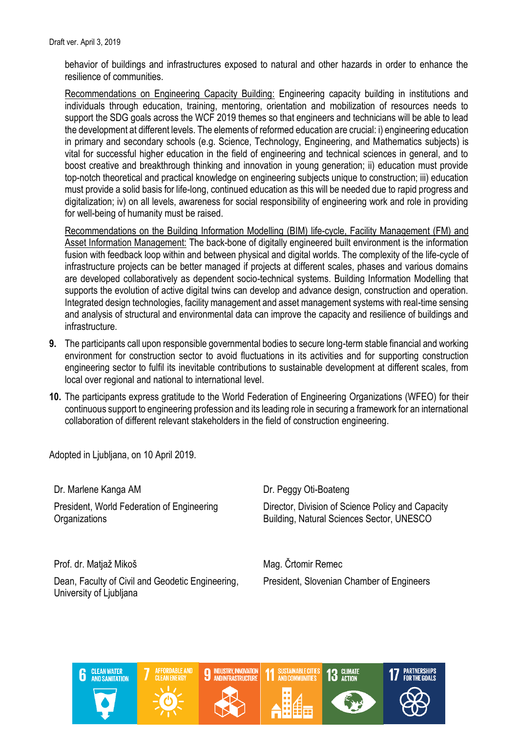behavior of buildings and infrastructures exposed to natural and other hazards in order to enhance the resilience of communities.

Recommendations on Engineering Capacity Building: Engineering capacity building in institutions and individuals through education, training, mentoring, orientation and mobilization of resources needs to support the SDG goals across the WCF 2019 themes so that engineers and technicians will be able to lead the development at different levels. The elements of reformed education are crucial: i) engineering education in primary and secondary schools (e.g. Science, Technology, Engineering, and Mathematics subjects) is vital for successful higher education in the field of engineering and technical sciences in general, and to boost creative and breakthrough thinking and innovation in young generation; ii) education must provide top-notch theoretical and practical knowledge on engineering subjects unique to construction; iii) education must provide a solid basis for life-long, continued education as this will be needed due to rapid progress and digitalization; iv) on all levels, awareness for social responsibility of engineering work and role in providing for well-being of humanity must be raised.

Recommendations on the Building Information Modelling (BIM) life-cycle, Facility Management (FM) and Asset Information Management: The back-bone of digitally engineered built environment is the information fusion with feedback loop within and between physical and digital worlds. The complexity of the life-cycle of infrastructure projects can be better managed if projects at different scales, phases and various domains are developed collaboratively as dependent socio-technical systems. Building Information Modelling that supports the evolution of active digital twins can develop and advance design, construction and operation. Integrated design technologies, facility management and asset management systems with real-time sensing and analysis of structural and environmental data can improve the capacity and resilience of buildings and infrastructure.

**9.** The participants call upon responsible governmental bodies to secure long-term stable financial and working environment for construction sector to avoid fluctuations in its activities and for supporting construction engineering sector to fulfil its inevitable contributions to sustainable development at different scales, from local over regional and national to international level.

**10.** The participants express gratitude to the World Federation of Engineering Organizations (WFEO) for their continuous support to engineering profession and its leading role in securing a framework for an international collaboration of different relevant stakeholders in the field of construction engineering.

Adopted in Ljubljana, on 10 April 2019.

Dr. Marlene Kanga AM

President, World Federation of Engineering Organizations

Dr. Peggy Oti-Boateng

Director, Division of Science Policy and Capacity Building, Natural Sciences Sector, UNESCO

Prof. dr. Matjaž Mikoš

Dean, Faculty of Civil and Geodetic Engineering, University of Ljubljana

Mag. Črtomir Remec

President, Slovenian Chamber of Engineers

6 CLEAN WATER AND SANITATION
7 AFFORDABLE AND CLEAN ENERGY
9 INDUSTRY, INNOVATION AND INFRASTRUCTURE
11 SUSTAINABLE CITIES AND COMMUNITIES
13 CLIMATE ACTION
17 PARTNERSHIPS FOR THE GOALS